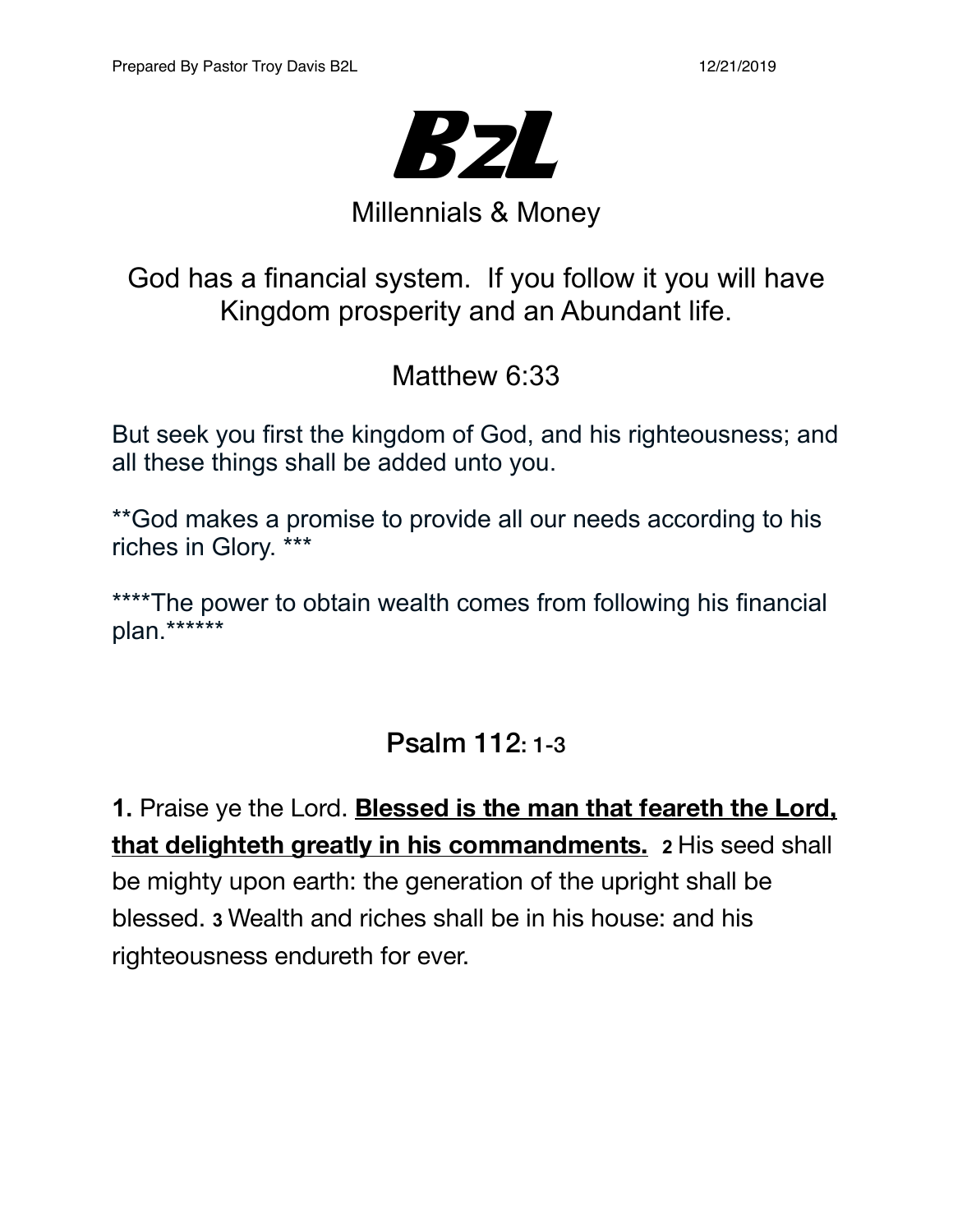# B2L

## Millennials & Money

God has a financial system. If you follow it you will have Kingdom prosperity and an Abundant life.

### Matthew 6:33

But seek you first the kingdom of God, and his righteousness; and all these things shall be added unto you.

**God makes a promise to provide all our needs according to his riches in Glory. ***

****The power to obtain wealth comes from following his financial plan.******

### Psalm 112: 1-3

**1.** Praise ye the Lord. <u>**Blessed is the man that feareth the Lord, that delighteth greatly in his commandments.**</u> **2** His seed shall be mighty upon earth: the generation of the upright shall be blessed. **3** Wealth and riches shall be in his house: and his righteousness endureth for ever.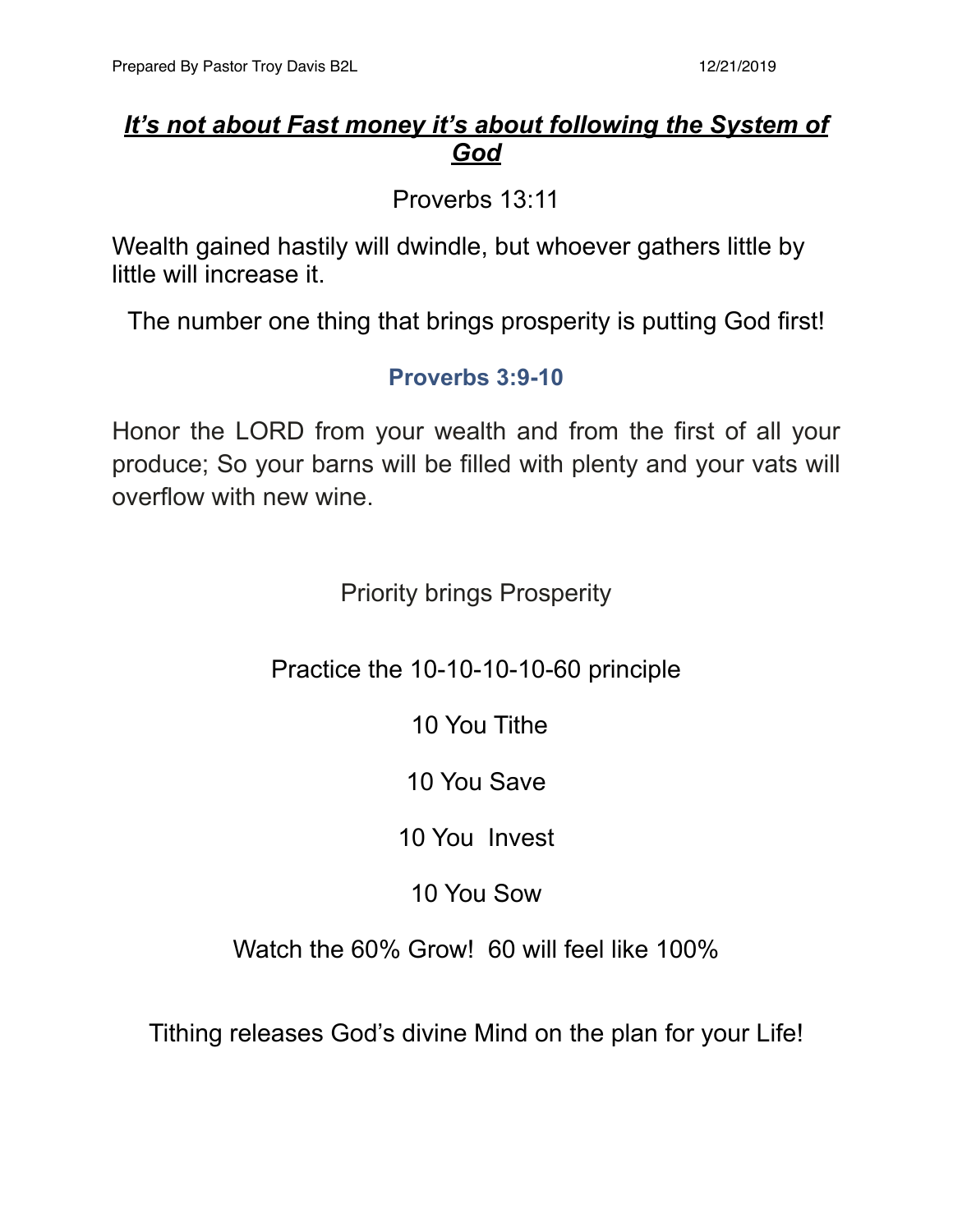## ***It's not about Fast money it's about following the System of God***

Proverbs 13:11

Wealth gained hastily will dwindle, but whoever gathers little by little will increase it.

The number one thing that brings prosperity is putting God first!

**Proverbs 3:9-10**

Honor the LORD from your wealth and from the first of all your produce; So your barns will be filled with plenty and your vats will overflow with new wine.

Priority brings Prosperity

Practice the 10-10-10-10-60 principle

10 You Tithe

10 You Save

10 You Invest

10 You Sow

Watch the 60% Grow! 60 will feel like 100%

Tithing releases God's divine Mind on the plan for your Life!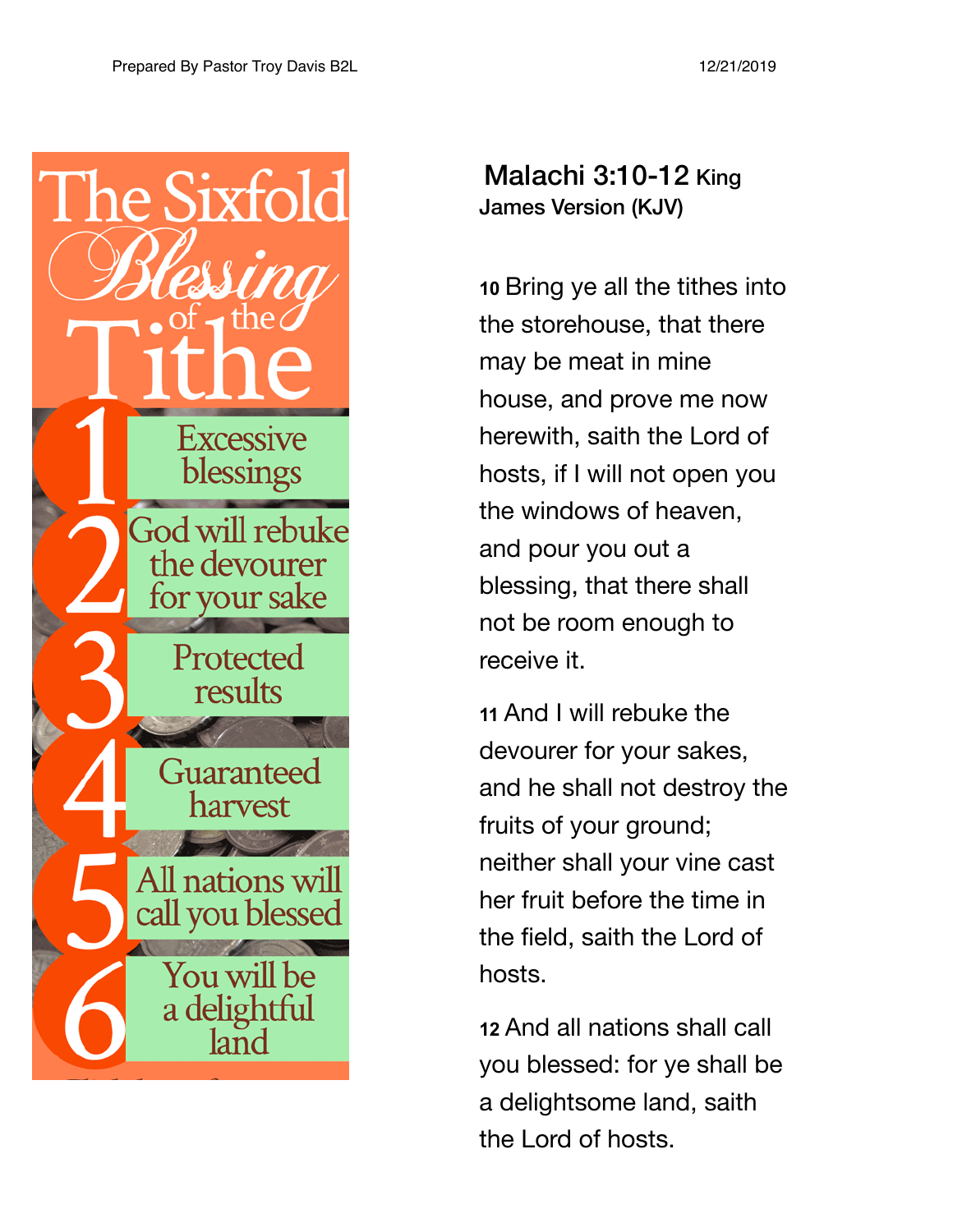# The Sixfold Blessing of the Tithe

1. Excessive blessings
2. God will rebuke the devourer for your sake
3. Protected results
4. Guaranteed harvest
5. All nations will call you blessed
6. You will be a delightful land

## Malachi 3:10-12 King James Version (KJV)

10 Bring ye all the tithes into the storehouse, that there may be meat in mine house, and prove me now herewith, saith the Lord of hosts, if I will not open you the windows of heaven, and pour you out a blessing, that there shall not be room enough to receive it.

11 And I will rebuke the devourer for your sakes, and he shall not destroy the fruits of your ground; neither shall your vine cast her fruit before the time in the field, saith the Lord of hosts.

12 And all nations shall call you blessed: for ye shall be a delightsome land, saith the Lord of hosts.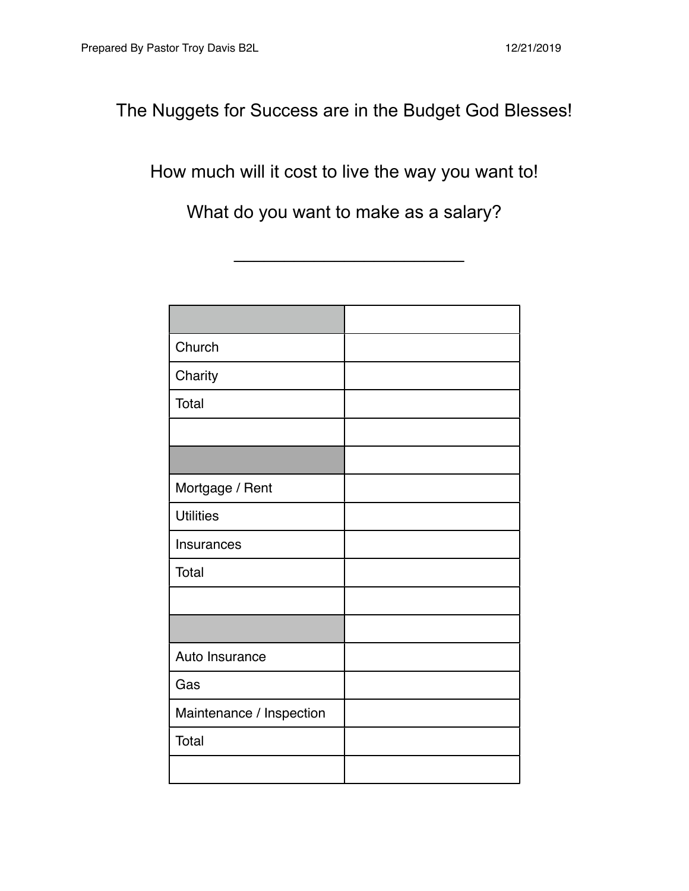The Nuggets for Success are in the Budget God Blesses!

How much will it cost to live the way you want to!

What do you want to make as a salary?

________________________

| | |
|---|---|
| Church | |
| Charity | |
| Total | |
| | |
| | |
| Mortgage / Rent | |
| Utilities | |
| Insurances | |
| Total | |
| | |
| | |
| Auto Insurance | |
| Gas | |
| Maintenance / Inspection | |
| Total | |
| | |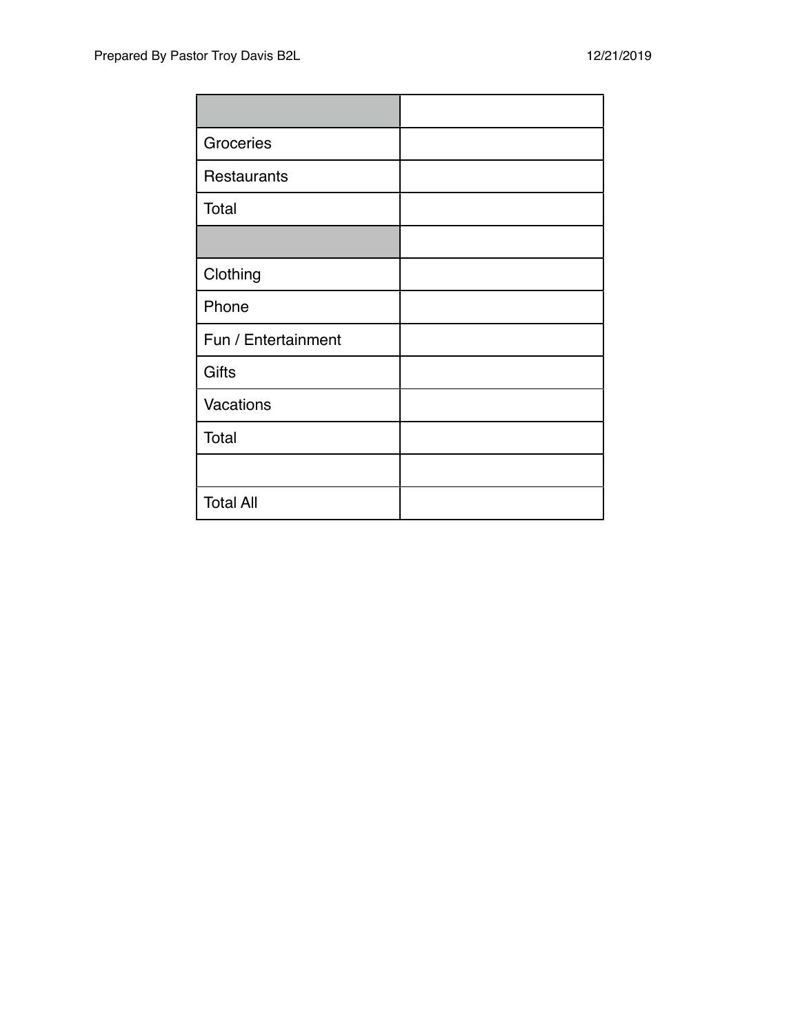| | |
|---|---|
| Groceries | |
| Restaurants | |
| Total | |
| | |
| Clothing | |
| Phone | |
| Fun / Entertainment | |
| Gifts | |
| Vacations | |
| Total | |
| | |
| Total All | |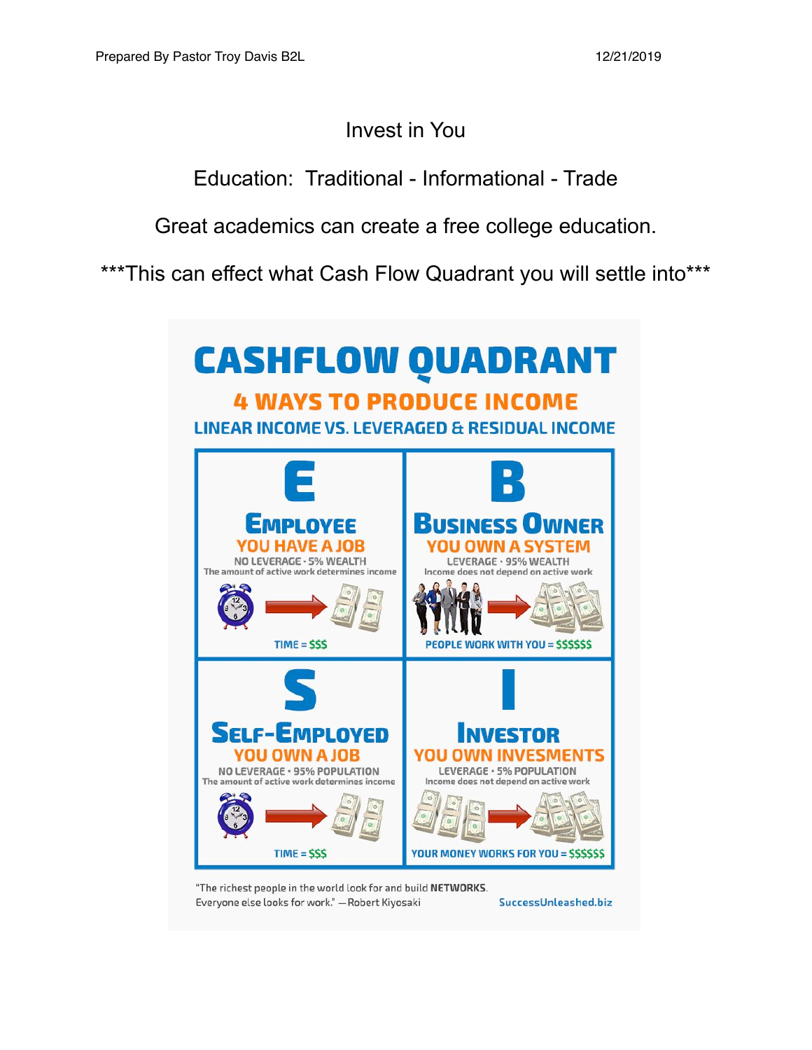Invest in You

Education: Traditional - Informational - Trade

Great academics can create a free college education.

***This can effect what Cash Flow Quadrant you will settle into***

# CASHFLOW QUADRANT

## 4 WAYS TO PRODUCE INCOME

### LINEAR INCOME VS. LEVERAGED & RESIDUAL INCOME

**E**

**EMPLOYEE**

YOU HAVE A JOB

NO LEVERAGE · 5% WEALTH

The amount of active work determines income

TIME = $$$

**B**

**BUSINESS OWNER**

YOU OWN A SYSTEM

LEVERAGE · 95% WEALTH

Income does not depend on active work

PEOPLE WORK WITH YOU = $$$$$$

**S**

**SELF-EMPLOYED**

YOU OWN A JOB

NO LEVERAGE · 95% POPULATION

The amount of active work determines income

TIME = $$$

**I**

**INVESTOR**

YOU OWN INVESMENTS

LEVERAGE · 5% POPULATION

Income does not depend on active work

YOUR MONEY WORKS FOR YOU = $$$$$$

"The richest people in the world look for and build **NETWORKS**. Everyone else looks for work." —Robert Kiyosaki

SuccessUnleashed.biz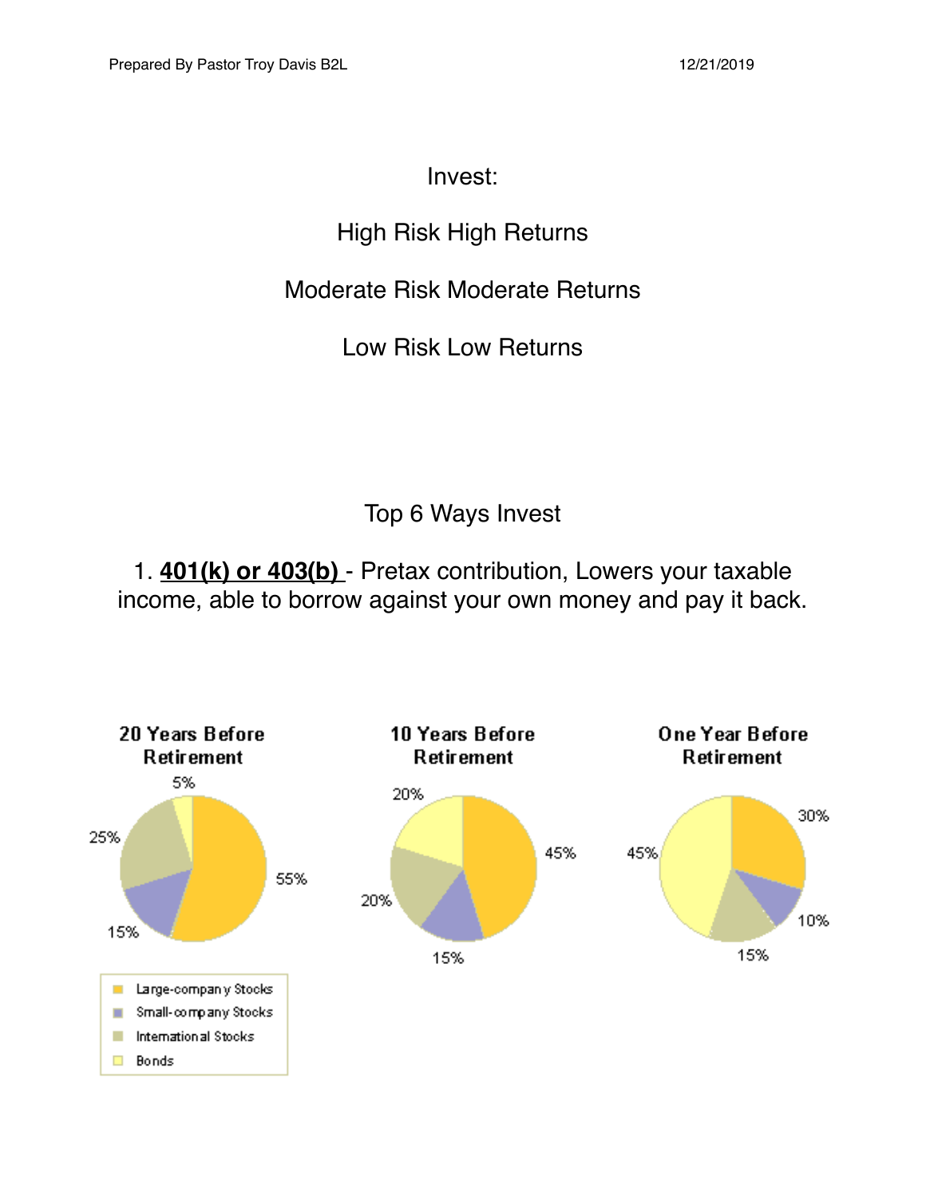Invest:

High Risk High Returns

Moderate Risk Moderate Returns

Low Risk Low Returns

## Top 6 Ways Invest

1. **401(k) or 403(b)** - Pretax contribution, Lowers your taxable income, able to borrow against your own money and pay it back.

| | 20 Years Before Retirement | 10 Years Before Retirement | One Year Before Retirement |
|---|---|---|---|
| Large-company Stocks | 55% | 45% | 30% |
| Small-company Stocks | 15% | 15% | 10% |
| International Stocks | 25% | 20% | 15% |
| Bonds | 5% | 20% | 45% |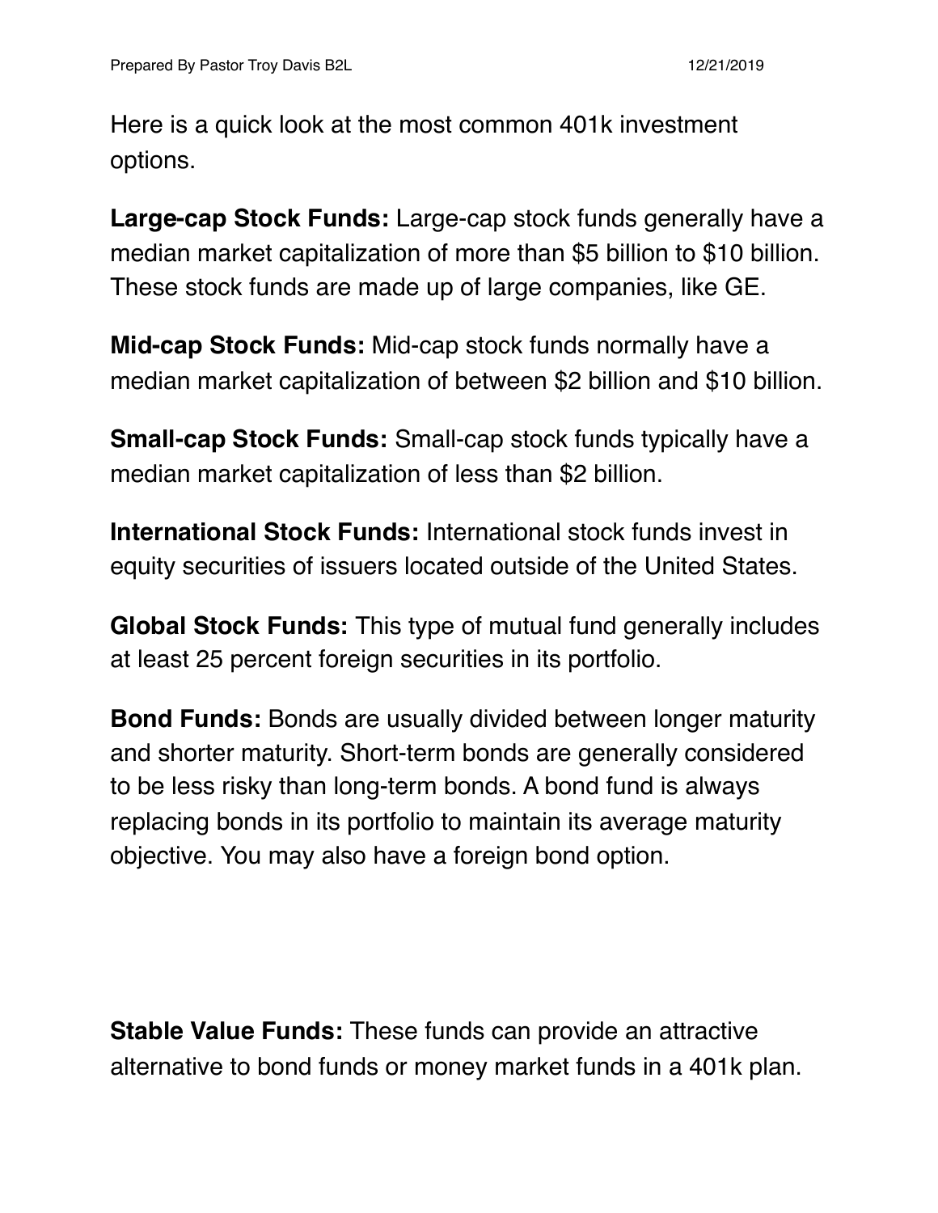Here is a quick look at the most common 401k investment options.

**Large-cap Stock Funds:** Large-cap stock funds generally have a median market capitalization of more than $5 billion to $10 billion. These stock funds are made up of large companies, like GE.

**Mid-cap Stock Funds:** Mid-cap stock funds normally have a median market capitalization of between $2 billion and $10 billion.

**Small-cap Stock Funds:** Small-cap stock funds typically have a median market capitalization of less than $2 billion.

**International Stock Funds:** International stock funds invest in equity securities of issuers located outside of the United States.

**Global Stock Funds:** This type of mutual fund generally includes at least 25 percent foreign securities in its portfolio.

**Bond Funds:** Bonds are usually divided between longer maturity and shorter maturity. Short-term bonds are generally considered to be less risky than long-term bonds. A bond fund is always replacing bonds in its portfolio to maintain its average maturity objective. You may also have a foreign bond option.

**Stable Value Funds:** These funds can provide an attractive alternative to bond funds or money market funds in a 401k plan.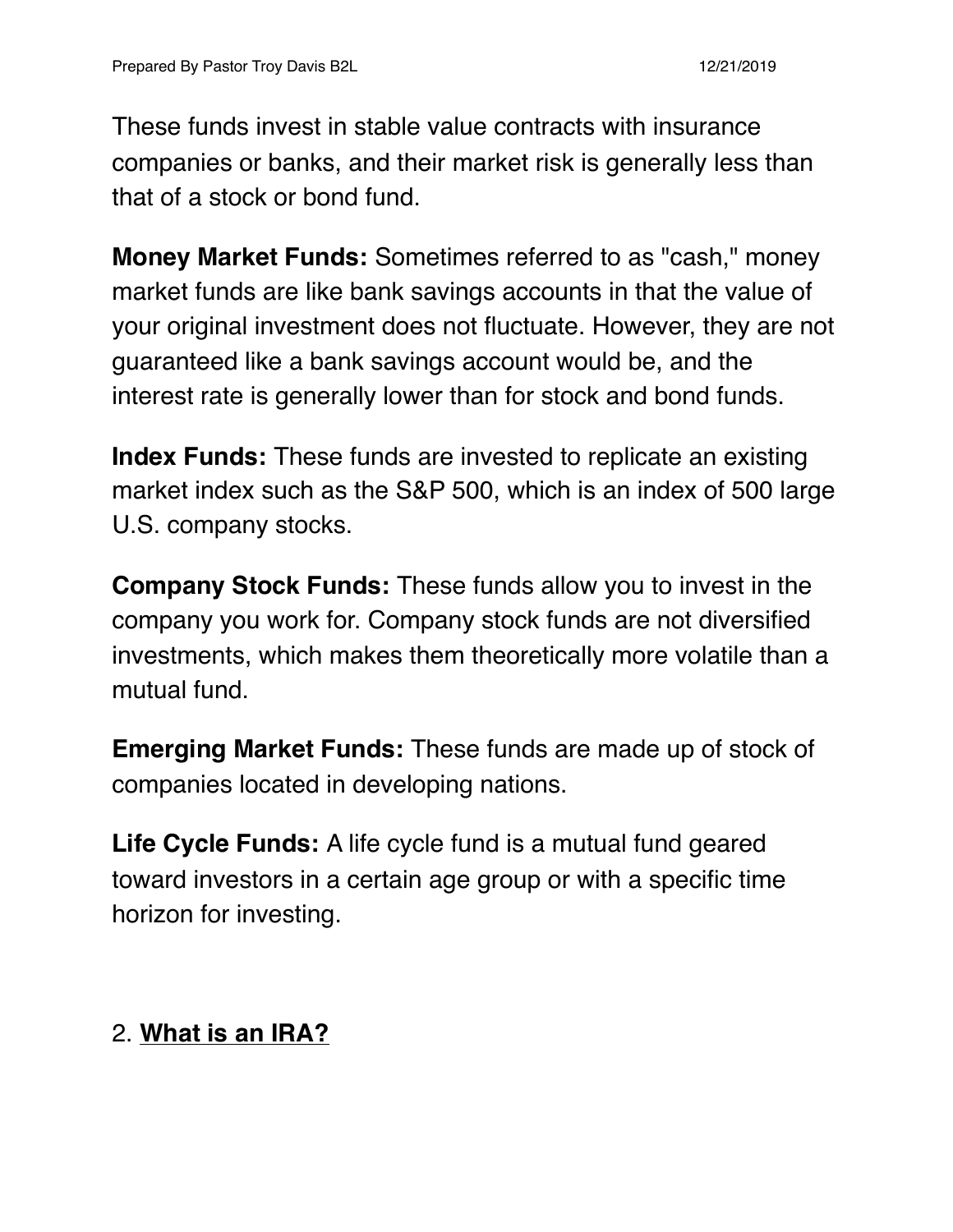These funds invest in stable value contracts with insurance companies or banks, and their market risk is generally less than that of a stock or bond fund.

**Money Market Funds:** Sometimes referred to as "cash," money market funds are like bank savings accounts in that the value of your original investment does not fluctuate. However, they are not guaranteed like a bank savings account would be, and the interest rate is generally lower than for stock and bond funds.

**Index Funds:** These funds are invested to replicate an existing market index such as the S&P 500, which is an index of 500 large U.S. company stocks.

**Company Stock Funds:** These funds allow you to invest in the company you work for. Company stock funds are not diversified investments, which makes them theoretically more volatile than a mutual fund.

**Emerging Market Funds:** These funds are made up of stock of companies located in developing nations.

**Life Cycle Funds:** A life cycle fund is a mutual fund geared toward investors in a certain age group or with a specific time horizon for investing.

## 2. **<u>What is an IRA?</u>**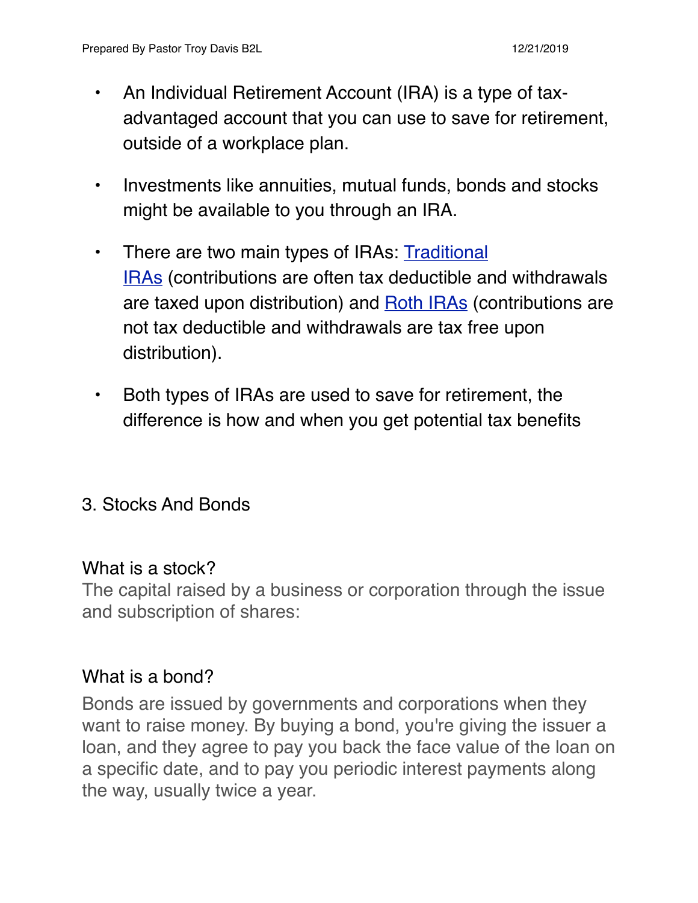- An Individual Retirement Account (IRA) is a type of tax-advantaged account that you can use to save for retirement, outside of a workplace plan.
- Investments like annuities, mutual funds, bonds and stocks might be available to you through an IRA.
- There are two main types of IRAs: Traditional IRAs (contributions are often tax deductible and withdrawals are taxed upon distribution) and Roth IRAs (contributions are not tax deductible and withdrawals are tax free upon distribution).
- Both types of IRAs are used to save for retirement, the difference is how and when you get potential tax benefits

## 3. Stocks And Bonds

### What is a stock?

The capital raised by a business or corporation through the issue and subscription of shares:

### What is a bond?

Bonds are issued by governments and corporations when they want to raise money. By buying a bond, you're giving the issuer a loan, and they agree to pay you back the face value of the loan on a specific date, and to pay you periodic interest payments along the way, usually twice a year.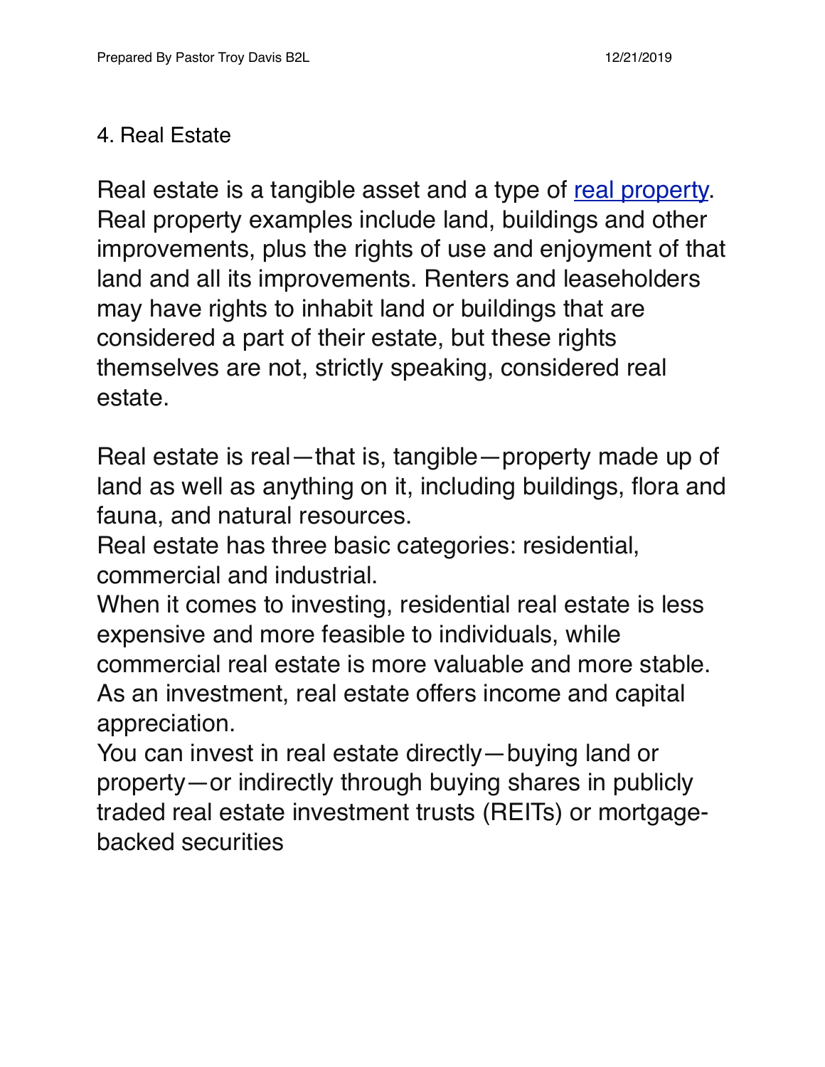## 4. Real Estate

Real estate is a tangible asset and a type of [real property](). Real property examples include land, buildings and other improvements, plus the rights of use and enjoyment of that land and all its improvements. Renters and leaseholders may have rights to inhabit land or buildings that are considered a part of their estate, but these rights themselves are not, strictly speaking, considered real estate.

Real estate is real—that is, tangible—property made up of land as well as anything on it, including buildings, flora and fauna, and natural resources.
Real estate has three basic categories: residential, commercial and industrial.
When it comes to investing, residential real estate is less expensive and more feasible to individuals, while commercial real estate is more valuable and more stable.
As an investment, real estate offers income and capital appreciation.
You can invest in real estate directly—buying land or property—or indirectly through buying shares in publicly traded real estate investment trusts (REITs) or mortgage-backed securities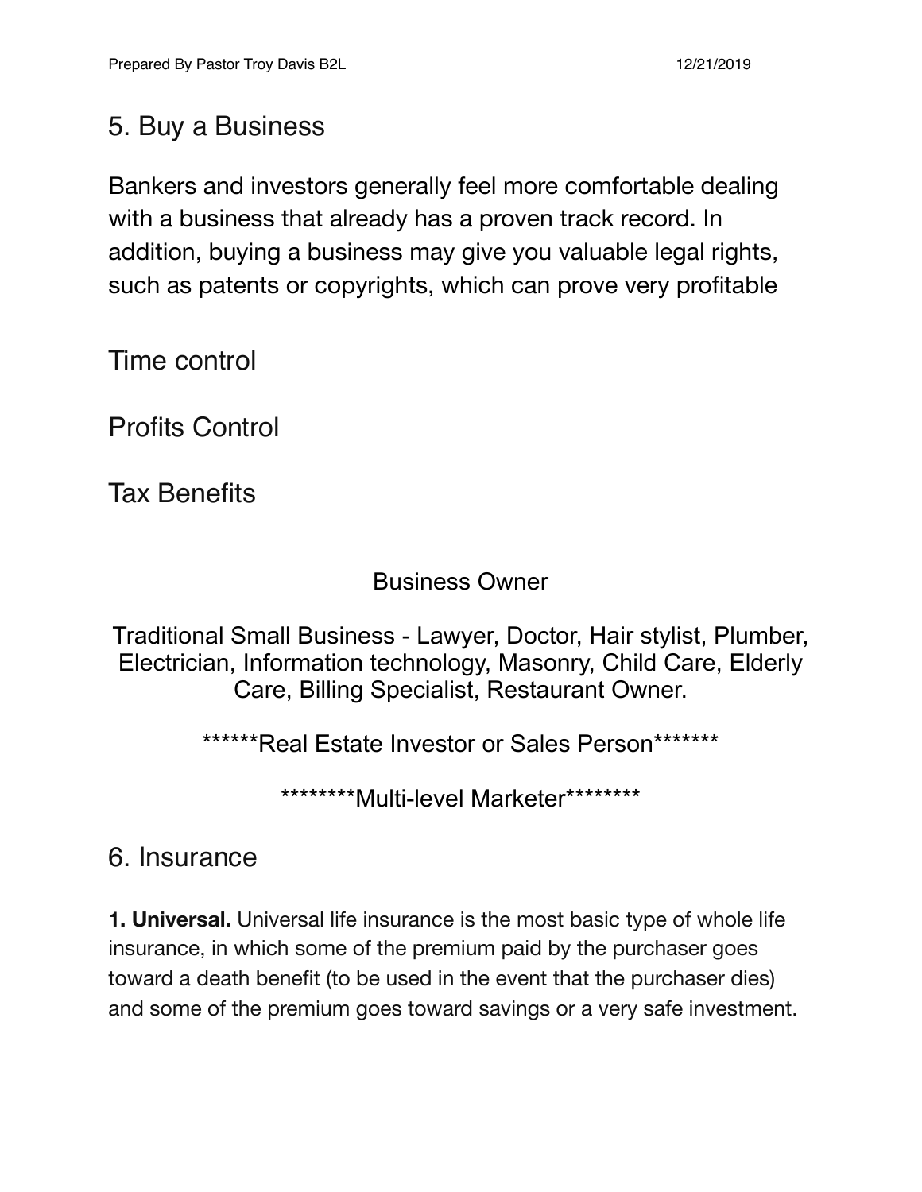## 5. Buy a Business

Bankers and investors generally feel more comfortable dealing with a business that already has a proven track record. In addition, buying a business may give you valuable legal rights, such as patents or copyrights, which can prove very profitable

Time control

Profits Control

Tax Benefits

Business Owner

Traditional Small Business - Lawyer, Doctor, Hair stylist, Plumber, Electrician, Information technology, Masonry, Child Care, Elderly Care, Billing Specialist, Restaurant Owner.

******Real Estate Investor or Sales Person*******

********Multi-level Marketer********

## 6. Insurance

**1. Universal.** Universal life insurance is the most basic type of whole life insurance, in which some of the premium paid by the purchaser goes toward a death benefit (to be used in the event that the purchaser dies) and some of the premium goes toward savings or a very safe investment.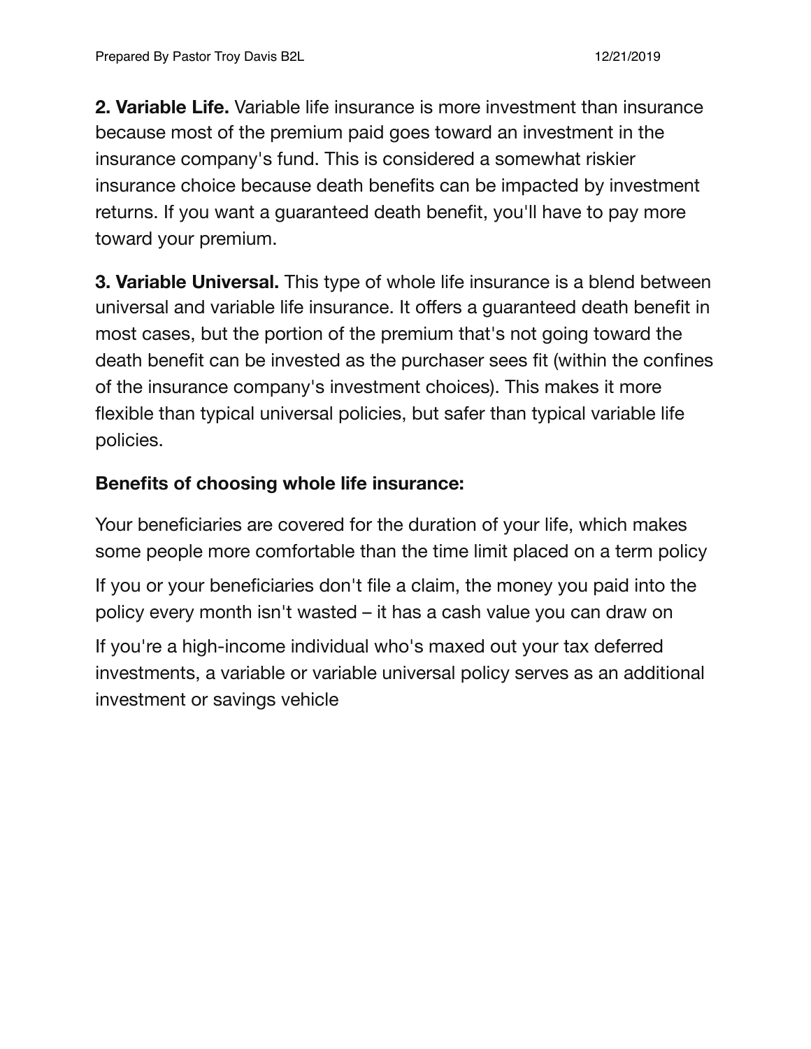**2. Variable Life.** Variable life insurance is more investment than insurance because most of the premium paid goes toward an investment in the insurance company's fund. This is considered a somewhat riskier insurance choice because death benefits can be impacted by investment returns. If you want a guaranteed death benefit, you'll have to pay more toward your premium.

**3. Variable Universal.** This type of whole life insurance is a blend between universal and variable life insurance. It offers a guaranteed death benefit in most cases, but the portion of the premium that's not going toward the death benefit can be invested as the purchaser sees fit (within the confines of the insurance company's investment choices). This makes it more flexible than typical universal policies, but safer than typical variable life policies.

**Benefits of choosing whole life insurance:**

Your beneficiaries are covered for the duration of your life, which makes some people more comfortable than the time limit placed on a term policy

If you or your beneficiaries don't file a claim, the money you paid into the policy every month isn't wasted – it has a cash value you can draw on

If you're a high-income individual who's maxed out your tax deferred investments, a variable or variable universal policy serves as an additional investment or savings vehicle